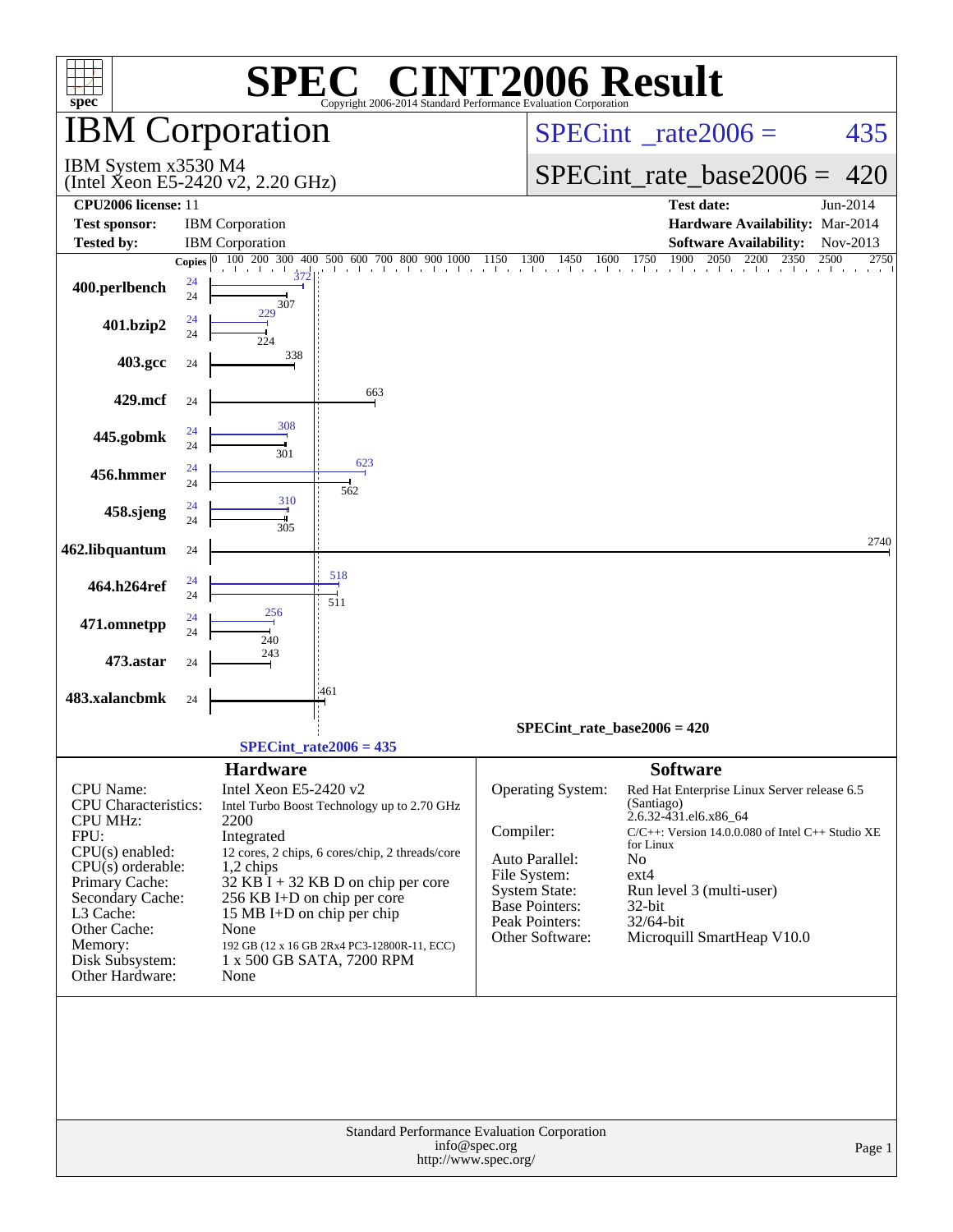# SPEC® CINT2006 Result

Copyright 2006-2014 Standard Performance Evaluation Corporation

## IBM Corporation

IBM System x3530 M4
(Intel Xeon E5-2420 v2, 2.20 GHz)

SPECint_rate2006 = 435

SPECint_rate_base2006 = 420

| | | | |
|---|---|---|---|
| **CPU2006 license:** 11 | | **Test date:** | Jun-2014 |
| **Test sponsor:** | IBM Corporation | **Hardware Availability:** | Mar-2014 |
| **Tested by:** | IBM Corporation | **Software Availability:** | Nov-2013 |

| Benchmark | Copies | Peak | Base |
|---|---|---|---|
| 400.perlbench | 24 | 372 | 307 |
| 401.bzip2 | 24 | 229 | 224 |
| 403.gcc | 24 | | 338 |
| 429.mcf | 24 | | 663 |
| 445.gobmk | 24 | 308 | 301 |
| 456.hmmer | 24 | 623 | 562 |
| 458.sjeng | 24 | 310 | 305 |
| 462.libquantum | 24 | | 2740 |
| 464.h264ref | 24 | 518 | 511 |
| 471.omnetpp | 24 | 256 | 240 |
| 473.astar | 24 | | 243 |
| 483.xalancbmk | 24 | | 461 |

SPECint_rate_base2006 = 420

SPECint_rate2006 = 435

### Hardware

| | |
|---|---|
| CPU Name: | Intel Xeon E5-2420 v2 |
| CPU Characteristics: | Intel Turbo Boost Technology up to 2.70 GHz |
| CPU MHz: | 2200 |
| FPU: | Integrated |
| CPU(s) enabled: | 12 cores, 2 chips, 6 cores/chip, 2 threads/core |
| CPU(s) orderable: | 1,2 chips |
| Primary Cache: | 32 KB I + 32 KB D on chip per core |
| Secondary Cache: | 256 KB I+D on chip per core |
| L3 Cache: | 15 MB I+D on chip per chip |
| Other Cache: | None |
| Memory: | 192 GB (12 x 16 GB 2Rx4 PC3-12800R-11, ECC) |
| Disk Subsystem: | 1 x 500 GB SATA, 7200 RPM |
| Other Hardware: | None |

### Software

| | |
|---|---|
| Operating System: | Red Hat Enterprise Linux Server release 6.5 (Santiago) 2.6.32-431.el6.x86_64 |
| Compiler: | C/C++: Version 14.0.0.080 of Intel C++ Studio XE for Linux |
| Auto Parallel: | No |
| File System: | ext4 |
| System State: | Run level 3 (multi-user) |
| Base Pointers: | 32-bit |
| Peak Pointers: | 32/64-bit |
| Other Software: | Microquill SmartHeap V10.0 |

Standard Performance Evaluation Corporation
info@spec.org
http://www.spec.org/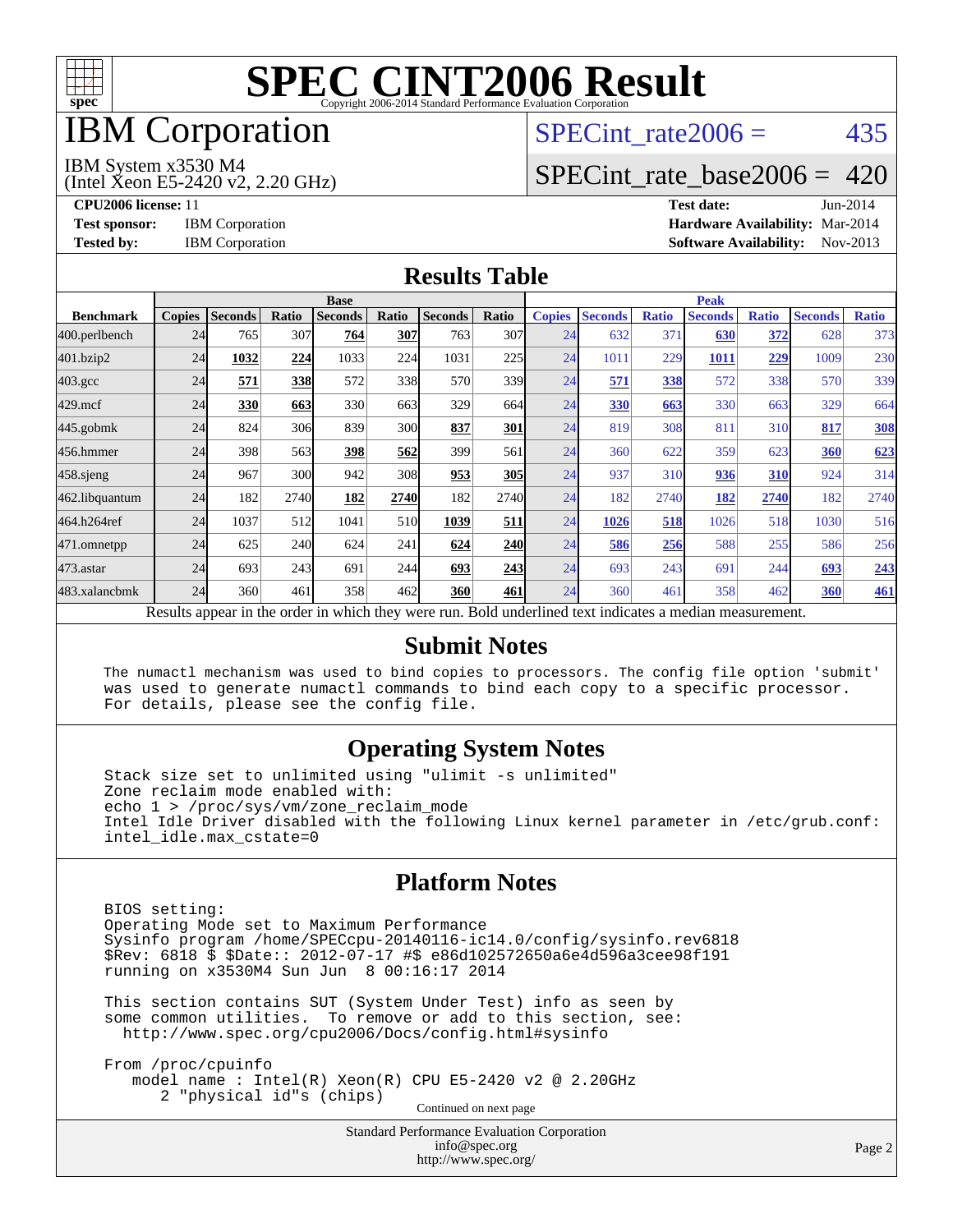# SPEC CINT2006 Result

Copyright 2006-2014 Standard Performance Evaluation Corporation

# IBM Corporation

IBM System x3530 M4
(Intel Xeon E5-2420 v2, 2.20 GHz)

SPECint_rate2006 = 435

SPECint_rate_base2006 = 420

**CPU2006 license:** 11
**Test sponsor:** IBM Corporation
**Tested by:** IBM Corporation

**Test date:** Jun-2014
**Hardware Availability:** Mar-2014
**Software Availability:** Nov-2013

## Results Table

| | Base | | | | | | | Peak | | | | | | |
|---|---|---|---|---|---|---|---|---|---|---|---|---|---|---|
| **Benchmark** | **Copies** | **Seconds** | **Ratio** | **Seconds** | **Ratio** | **Seconds** | **Ratio** | **Copies** | **Seconds** | **Ratio** | **Seconds** | **Ratio** | **Seconds** | **Ratio** |
| 400.perlbench | 24 | 765 | 307 | **764** | **307** | 763 | 307 | 24 | 632 | 371 | **630** | **372** | 628 | 373 |
| 401.bzip2 | 24 | **1032** | **224** | 1033 | 224 | 1031 | 225 | 24 | 1011 | 229 | **1011** | **229** | 1009 | 230 |
| 403.gcc | 24 | **571** | **338** | 572 | 338 | 570 | 339 | 24 | **571** | **338** | 572 | 338 | 570 | 339 |
| 429.mcf | 24 | **330** | **663** | 330 | 663 | 329 | 664 | 24 | **330** | **663** | 330 | 663 | 329 | 664 |
| 445.gobmk | 24 | 824 | 306 | 839 | 300 | **837** | **301** | 24 | 819 | 308 | 811 | 310 | **817** | **308** |
| 456.hmmer | 24 | 398 | 563 | **398** | **562** | 399 | 561 | 24 | 360 | 622 | 359 | 623 | **360** | **623** |
| 458.sjeng | 24 | 967 | 300 | 942 | 308 | **953** | **305** | 24 | 937 | 310 | **936** | **310** | 924 | 314 |
| 462.libquantum | 24 | 182 | 2740 | **182** | **2740** | 182 | 2740 | 24 | 182 | 2740 | **182** | **2740** | 182 | 2740 |
| 464.h264ref | 24 | 1037 | 512 | 1041 | 510 | **1039** | **511** | 24 | **1026** | **518** | 1026 | 518 | 1030 | 516 |
| 471.omnetpp | 24 | 625 | 240 | 624 | 241 | **624** | **240** | 24 | **586** | **256** | 588 | 255 | 586 | 256 |
| 473.astar | 24 | 693 | 243 | 691 | 244 | **693** | **243** | 24 | 693 | 243 | 691 | 244 | **693** | **243** |
| 483.xalancbmk | 24 | 360 | 461 | 358 | 462 | **360** | **461** | 24 | 360 | 461 | 358 | 462 | **360** | **461** |

Results appear in the order in which they were run. Bold underlined text indicates a median measurement.

## Submit Notes

```
The numactl mechanism was used to bind copies to processors. The config file option 'submit'
was used to generate numactl commands to bind each copy to a specific processor.
For details, please see the config file.
```

## Operating System Notes

```
Stack size set to unlimited using "ulimit -s unlimited"
Zone reclaim mode enabled with:
echo 1 > /proc/sys/vm/zone_reclaim_mode
Intel Idle Driver disabled with the following Linux kernel parameter in /etc/grub.conf:
intel_idle.max_cstate=0
```

## Platform Notes

```
BIOS setting:
Operating Mode set to Maximum Performance
Sysinfo program /home/SPECcpu-20140116-ic14.0/config/sysinfo.rev6818
$Rev: 6818 $ $Date:: 2012-07-17 #$ e86d102572650a6e4d596a3cee98f191
running on x3530M4 Sun Jun  8 00:16:17 2014

This section contains SUT (System Under Test) info as seen by
some common utilities.  To remove or add to this section, see:
  http://www.spec.org/cpu2006/Docs/config.html#sysinfo

From /proc/cpuinfo
   model name : Intel(R) Xeon(R) CPU E5-2420 v2 @ 2.20GHz
      2 "physical id"s (chips)
```

Continued on next page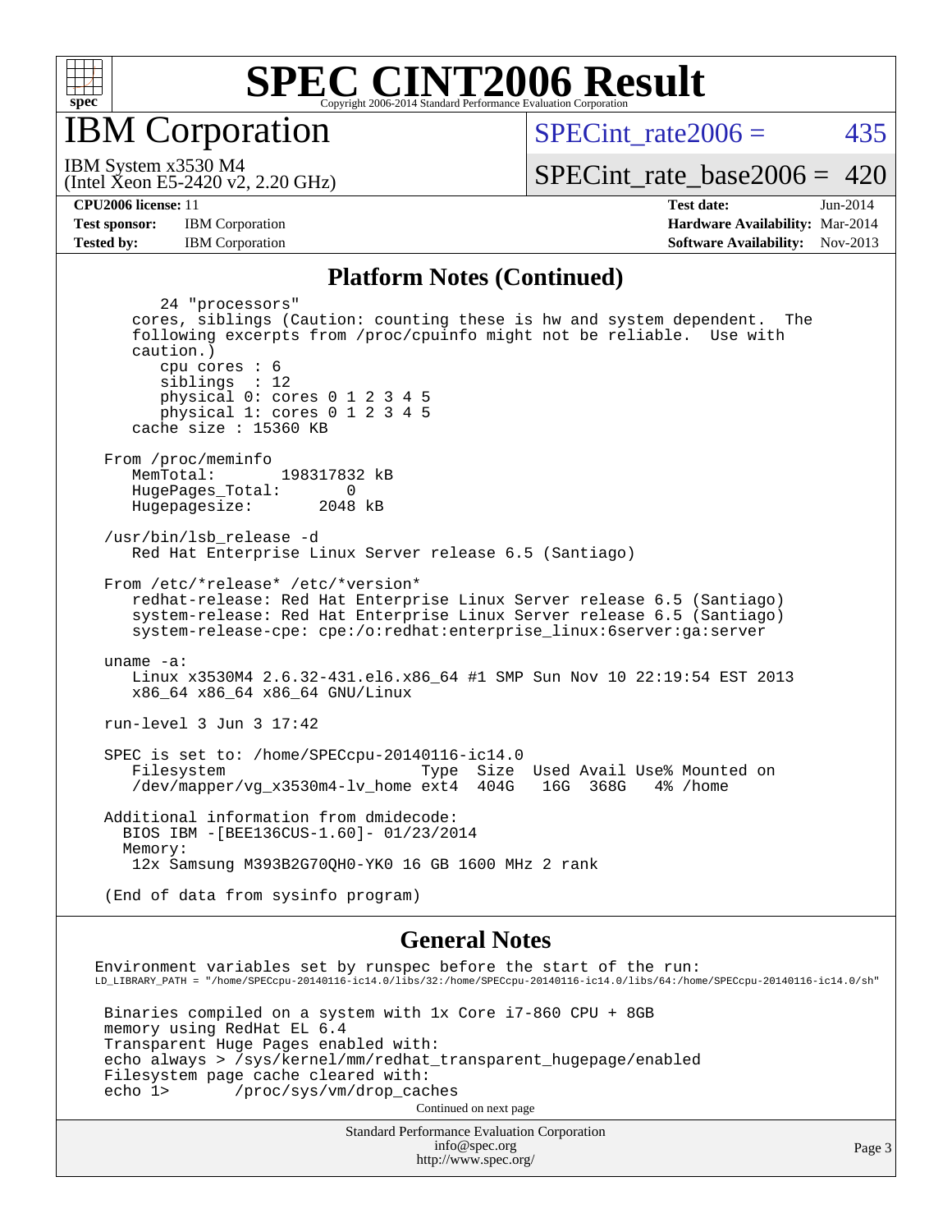# SPEC CINT2006 Result

## IBM Corporation

IBM System x3530 M4
(Intel Xeon E5-2420 v2, 2.20 GHz)

SPECint_rate2006 = 435

SPECint_rate_base2006 = 420

**CPU2006 license:** 11
**Test sponsor:** IBM Corporation
**Tested by:** IBM Corporation

**Test date:** Jun-2014
**Hardware Availability:** Mar-2014
**Software Availability:** Nov-2013

### Platform Notes (Continued)

```
      24 "processors"
   cores, siblings (Caution: counting these is hw and system dependent.  The
   following excerpts from /proc/cpuinfo might not be reliable.  Use with
   caution.)
      cpu cores : 6
      siblings  : 12
      physical 0: cores 0 1 2 3 4 5
      physical 1: cores 0 1 2 3 4 5
   cache size : 15360 KB

From /proc/meminfo
   MemTotal:       198317832 kB
   HugePages_Total:       0
   Hugepagesize:       2048 kB

/usr/bin/lsb_release -d
   Red Hat Enterprise Linux Server release 6.5 (Santiago)

From /etc/*release* /etc/*version*
   redhat-release: Red Hat Enterprise Linux Server release 6.5 (Santiago)
   system-release: Red Hat Enterprise Linux Server release 6.5 (Santiago)
   system-release-cpe: cpe:/o:redhat:enterprise_linux:6server:ga:server

uname -a:
   Linux x3530M4 2.6.32-431.el6.x86_64 #1 SMP Sun Nov 10 22:19:54 EST 2013
   x86_64 x86_64 x86_64 GNU/Linux

run-level 3 Jun 3 17:42

SPEC is set to: /home/SPECcpu-20140116-ic14.0
   Filesystem                      Type  Size  Used Avail Use% Mounted on
   /dev/mapper/vg_x3530m4-lv_home ext4  404G   16G  368G   4% /home

Additional information from dmidecode:
  BIOS IBM -[BEE136CUS-1.60]- 01/23/2014
  Memory:
   12x Samsung M393B2G70QH0-YK0 16 GB 1600 MHz 2 rank

(End of data from sysinfo program)
```

### General Notes

```
Environment variables set by runspec before the start of the run:
LD_LIBRARY_PATH = "/home/SPECcpu-20140116-ic14.0/libs/32:/home/SPECcpu-20140116-ic14.0/libs/64:/home/SPECcpu-20140116-ic14.0/sh"

 Binaries compiled on a system with 1x Core i7-860 CPU + 8GB
 memory using RedHat EL 6.4
 Transparent Huge Pages enabled with:
 echo always > /sys/kernel/mm/redhat_transparent_hugepage/enabled
 Filesystem page cache cleared with:
 echo 1>       /proc/sys/vm/drop_caches
```

Continued on next page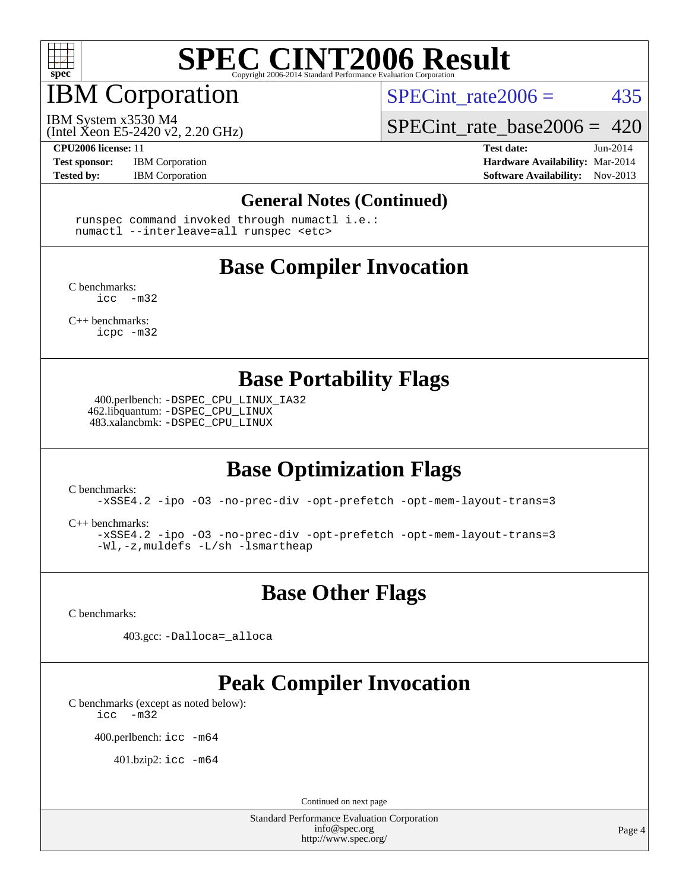# SPEC CINT2006 Result

Copyright 2006-2014 Standard Performance Evaluation Corporation

# IBM Corporation

IBM System x3530 M4
(Intel Xeon E5-2420 v2, 2.20 GHz)

SPECint_rate2006 = 435

SPECint_rate_base2006 = 420

**CPU2006 license:** 11
**Test sponsor:** IBM Corporation
**Tested by:** IBM Corporation

**Test date:** Jun-2014
**Hardware Availability:** Mar-2014
**Software Availability:** Nov-2013

## General Notes (Continued)

```
runspec command invoked through numactl i.e.:
numactl --interleave=all runspec <etc>
```

## Base Compiler Invocation

C benchmarks:
`icc -m32`

C++ benchmarks:
`icpc -m32`

## Base Portability Flags

400.perlbench: `-DSPEC_CPU_LINUX_IA32`
462.libquantum: `-DSPEC_CPU_LINUX`
483.xalancbmk: `-DSPEC_CPU_LINUX`

## Base Optimization Flags

C benchmarks:
`-xSSE4.2 -ipo -O3 -no-prec-div -opt-prefetch -opt-mem-layout-trans=3`

C++ benchmarks:
`-xSSE4.2 -ipo -O3 -no-prec-div -opt-prefetch -opt-mem-layout-trans=3 -Wl,-z,muldefs -L/sh -lsmartheap`

## Base Other Flags

C benchmarks:

403.gcc: `-Dalloca=_alloca`

## Peak Compiler Invocation

C benchmarks (except as noted below):
`icc -m32`

400.perlbench: `icc -m64`

401.bzip2: `icc -m64`

Continued on next page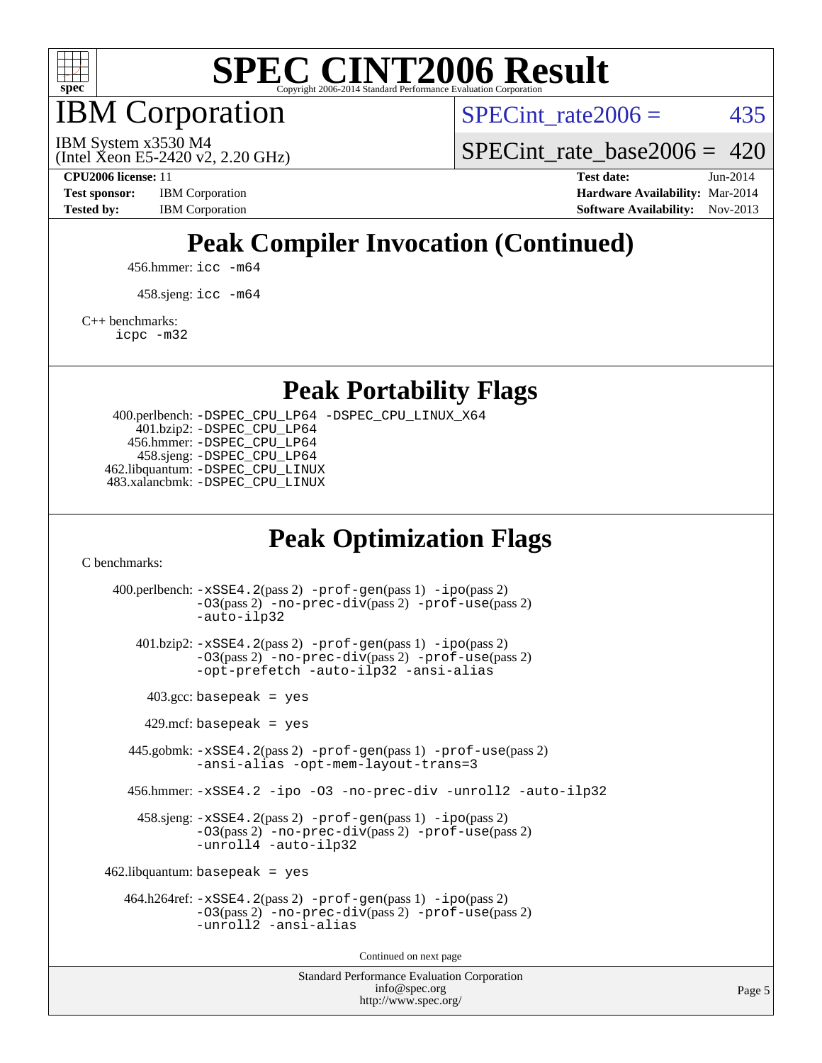# SPEC CINT2006 Result

## IBM Corporation

IBM System x3530 M4
(Intel Xeon E5-2420 v2, 2.20 GHz)

SPECint_rate2006 = 435

SPECint_rate_base2006 = 420

**CPU2006 license:** 11
**Test sponsor:** IBM Corporation
**Tested by:** IBM Corporation

**Test date:** Jun-2014
**Hardware Availability:** Mar-2014
**Software Availability:** Nov-2013

## Peak Compiler Invocation (Continued)

456.hmmer: `icc -m64`

458.sjeng: `icc -m64`

C++ benchmarks:
`icpc -m32`

## Peak Portability Flags

400.perlbench: `-DSPEC_CPU_LP64 -DSPEC_CPU_LINUX_X64`
401.bzip2: `-DSPEC_CPU_LP64`
456.hmmer: `-DSPEC_CPU_LP64`
458.sjeng: `-DSPEC_CPU_LP64`
462.libquantum: `-DSPEC_CPU_LINUX`
483.xalancbmk: `-DSPEC_CPU_LINUX`

## Peak Optimization Flags

C benchmarks:

400.perlbench: `-xSSE4.2`(pass 2) `-prof-gen`(pass 1) `-ipo`(pass 2) `-O3`(pass 2) `-no-prec-div`(pass 2) `-prof-use`(pass 2) `-auto-ilp32`

401.bzip2: `-xSSE4.2`(pass 2) `-prof-gen`(pass 1) `-ipo`(pass 2) `-O3`(pass 2) `-no-prec-div`(pass 2) `-prof-use`(pass 2) `-opt-prefetch -auto-ilp32 -ansi-alias`

403.gcc: `basepeak = yes`

429.mcf: `basepeak = yes`

445.gobmk: `-xSSE4.2`(pass 2) `-prof-gen`(pass 1) `-prof-use`(pass 2) `-ansi-alias -opt-mem-layout-trans=3`

456.hmmer: `-xSSE4.2 -ipo -O3 -no-prec-div -unroll2 -auto-ilp32`

458.sjeng: `-xSSE4.2`(pass 2) `-prof-gen`(pass 1) `-ipo`(pass 2) `-O3`(pass 2) `-no-prec-div`(pass 2) `-prof-use`(pass 2) `-unroll4 -auto-ilp32`

462.libquantum: `basepeak = yes`

464.h264ref: `-xSSE4.2`(pass 2) `-prof-gen`(pass 1) `-ipo`(pass 2) `-O3`(pass 2) `-no-prec-div`(pass 2) `-prof-use`(pass 2) `-unroll2 -ansi-alias`

Continued on next page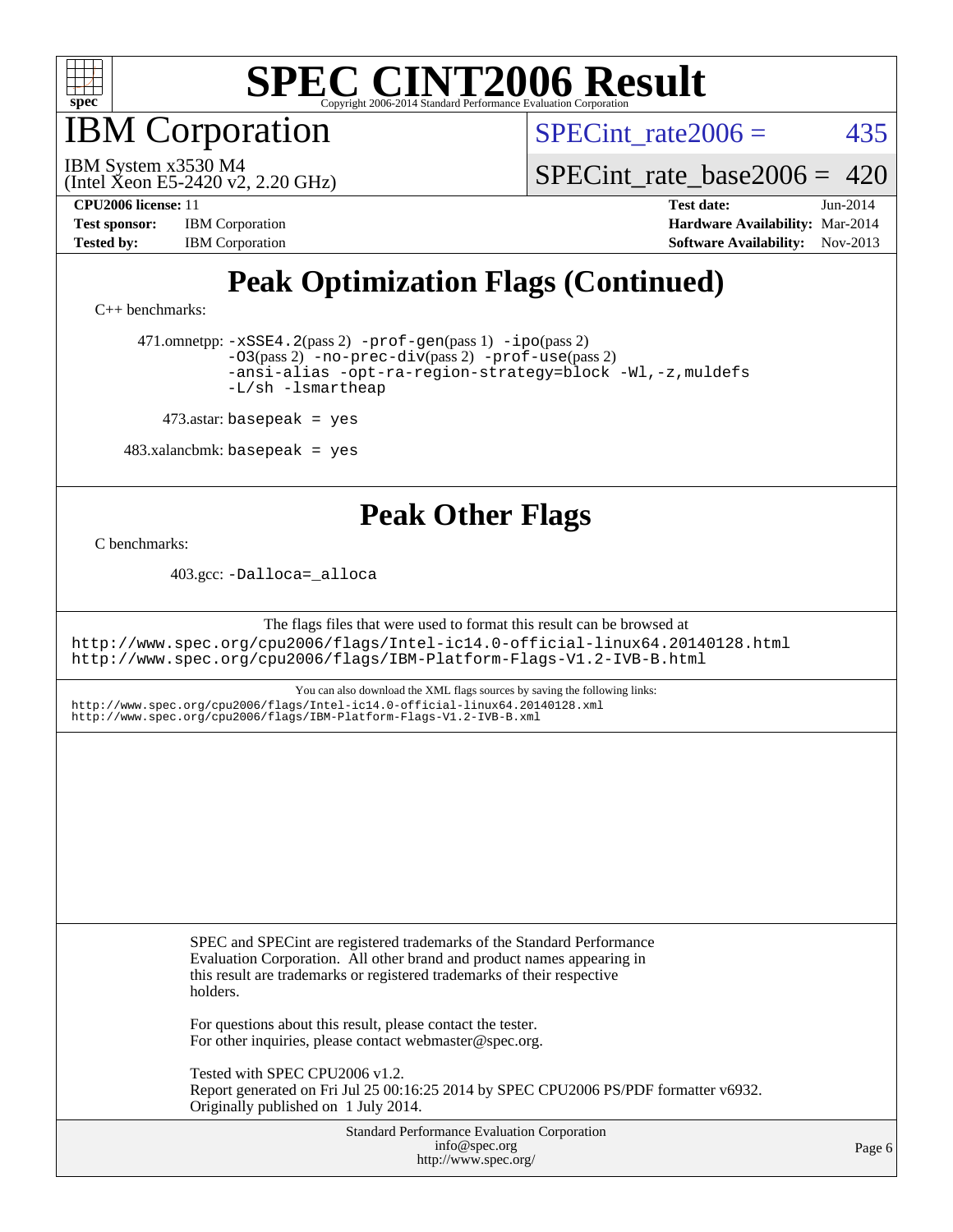# Peak Optimization Flags (Continued)

C++ benchmarks:

471.omnetpp: -xSSE4.2(pass 2) -prof-gen(pass 1) -ipo(pass 2) -O3(pass 2) -no-prec-div(pass 2) -prof-use(pass 2) -ansi-alias -opt-ra-region-strategy=block -Wl,-z,muldefs -L/sh -lsmartheap

473.astar: basepeak = yes

483.xalancbmk: basepeak = yes

# Peak Other Flags

C benchmarks:

403.gcc: -Dalloca=_alloca

The flags files that were used to format this result can be browsed at
http://www.spec.org/cpu2006/flags/Intel-ic14.0-official-linux64.20140128.html
http://www.spec.org/cpu2006/flags/IBM-Platform-Flags-V1.2-IVB-B.html

You can also download the XML flags sources by saving the following links:
http://www.spec.org/cpu2006/flags/Intel-ic14.0-official-linux64.20140128.xml
http://www.spec.org/cpu2006/flags/IBM-Platform-Flags-V1.2-IVB-B.xml

SPEC and SPECint are registered trademarks of the Standard Performance Evaluation Corporation. All other brand and product names appearing in this result are trademarks or registered trademarks of their respective holders.

For questions about this result, please contact the tester.
For other inquiries, please contact webmaster@spec.org.

Tested with SPEC CPU2006 v1.2.
Report generated on Fri Jul 25 00:16:25 2014 by SPEC CPU2006 PS/PDF formatter v6932.
Originally published on 1 July 2014.